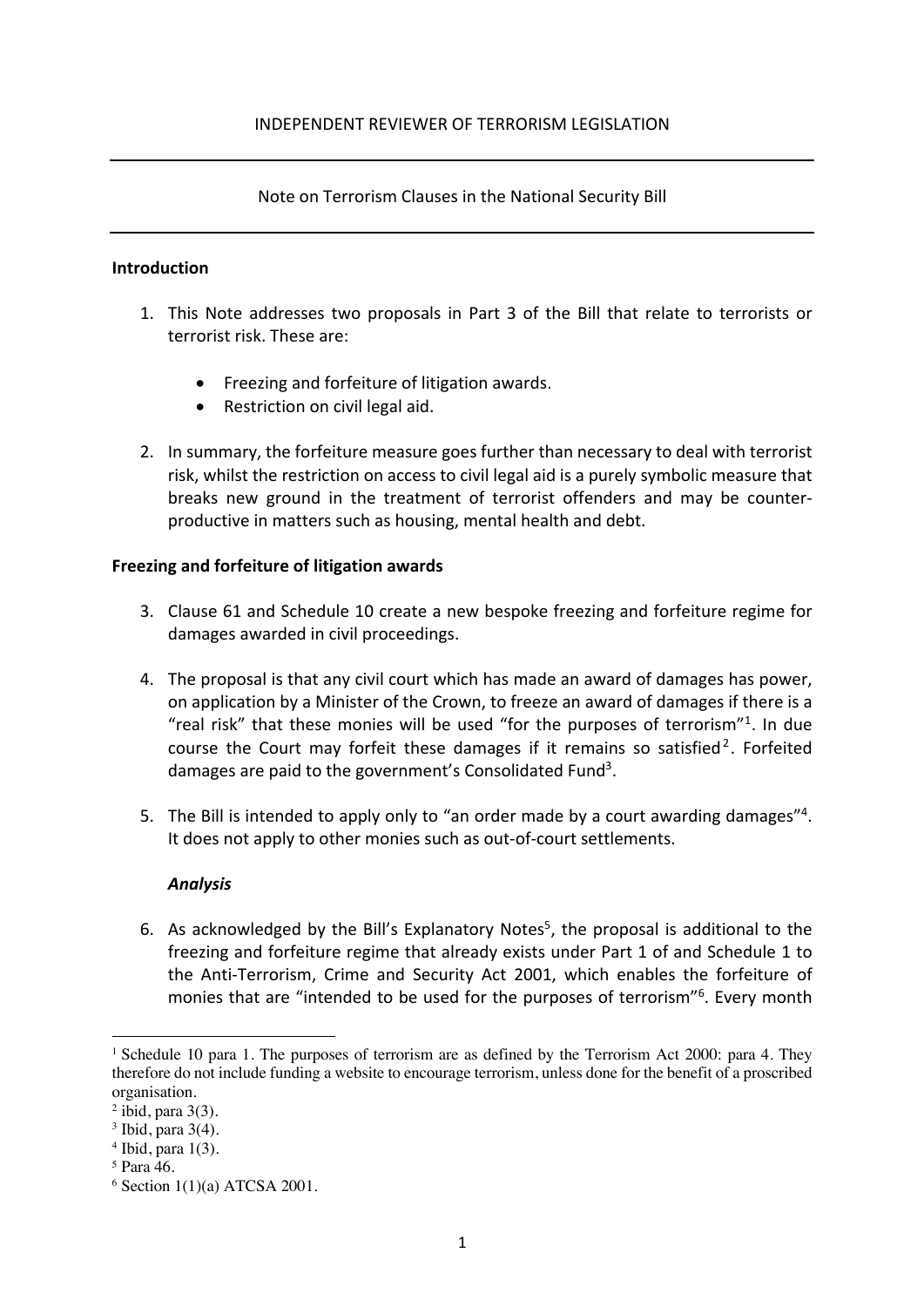INDEPENDENT REVIEWER OF TERRORISM LEGISLATION

---

Note on Terrorism Clauses in the National Security Bill

---

**Introduction**

1. This Note addresses two proposals in Part 3 of the Bill that relate to terrorists or terrorist risk. These are:

   - Freezing and forfeiture of litigation awards.
   - Restriction on civil legal aid.

2. In summary, the forfeiture measure goes further than necessary to deal with terrorist risk, whilst the restriction on access to civil legal aid is a purely symbolic measure that breaks new ground in the treatment of terrorist offenders and may be counter-productive in matters such as housing, mental health and debt.

**Freezing and forfeiture of litigation awards**

3. Clause 61 and Schedule 10 create a new bespoke freezing and forfeiture regime for damages awarded in civil proceedings.

4. The proposal is that any civil court which has made an award of damages has power, on application by a Minister of the Crown, to freeze an award of damages if there is a "real risk" that these monies will be used "for the purposes of terrorism"[1]. In due course the Court may forfeit these damages if it remains so satisfied[2]. Forfeited damages are paid to the government's Consolidated Fund[3].

5. The Bill is intended to apply only to "an order made by a court awarding damages"[4]. It does not apply to other monies such as out-of-court settlements.

   ***Analysis***

6. As acknowledged by the Bill's Explanatory Notes[5], the proposal is additional to the freezing and forfeiture regime that already exists under Part 1 of and Schedule 1 to the Anti-Terrorism, Crime and Security Act 2001, which enables the forfeiture of monies that are "intended to be used for the purposes of terrorism"[6]. Every month

---

[1] Schedule 10 para 1. The purposes of terrorism are as defined by the Terrorism Act 2000: para 4. They therefore do not include funding a website to encourage terrorism, unless done for the benefit of a proscribed organisation.

[2] ibid, para 3(3).

[3] Ibid, para 3(4).

[4] Ibid, para 1(3).

[5] Para 46.

[6] Section 1(1)(a) ATCSA 2001.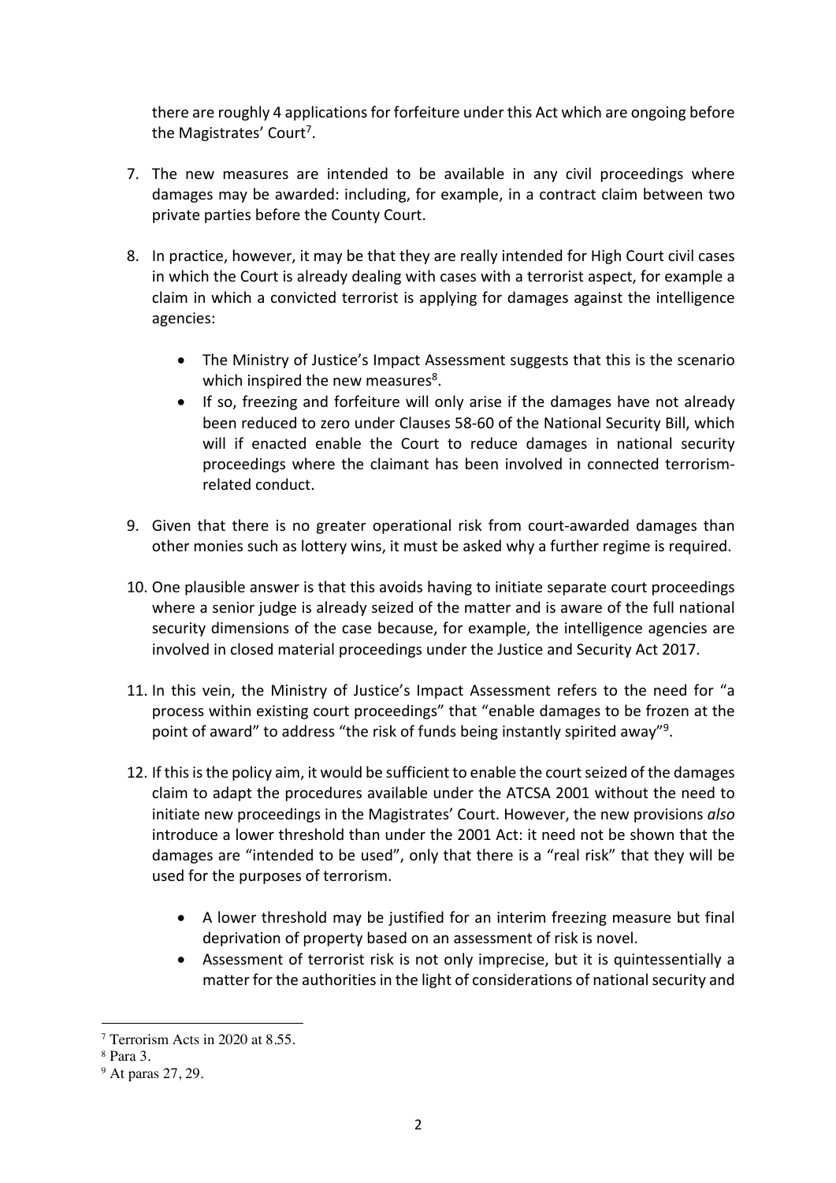there are roughly 4 applications for forfeiture under this Act which are ongoing before the Magistrates' Court[7].

7. The new measures are intended to be available in any civil proceedings where damages may be awarded: including, for example, in a contract claim between two private parties before the County Court.

8. In practice, however, it may be that they are really intended for High Court civil cases in which the Court is already dealing with cases with a terrorist aspect, for example a claim in which a convicted terrorist is applying for damages against the intelligence agencies:

   - The Ministry of Justice's Impact Assessment suggests that this is the scenario which inspired the new measures[8].
   - If so, freezing and forfeiture will only arise if the damages have not already been reduced to zero under Clauses 58-60 of the National Security Bill, which will if enacted enable the Court to reduce damages in national security proceedings where the claimant has been involved in connected terrorism-related conduct.

9. Given that there is no greater operational risk from court-awarded damages than other monies such as lottery wins, it must be asked why a further regime is required.

10. One plausible answer is that this avoids having to initiate separate court proceedings where a senior judge is already seized of the matter and is aware of the full national security dimensions of the case because, for example, the intelligence agencies are involved in closed material proceedings under the Justice and Security Act 2017.

11. In this vein, the Ministry of Justice's Impact Assessment refers to the need for "a process within existing court proceedings" that "enable damages to be frozen at the point of award" to address "the risk of funds being instantly spirited away"[9].

12. If this is the policy aim, it would be sufficient to enable the court seized of the damages claim to adapt the procedures available under the ATCSA 2001 without the need to initiate new proceedings in the Magistrates' Court. However, the new provisions *also* introduce a lower threshold than under the 2001 Act: it need not be shown that the damages are "intended to be used", only that there is a "real risk" that they will be used for the purposes of terrorism.

   - A lower threshold may be justified for an interim freezing measure but final deprivation of property based on an assessment of risk is novel.
   - Assessment of terrorist risk is not only imprecise, but it is quintessentially a matter for the authorities in the light of considerations of national security and

---

[7] Terrorism Acts in 2020 at 8.55.

[8] Para 3.

[9] At paras 27, 29.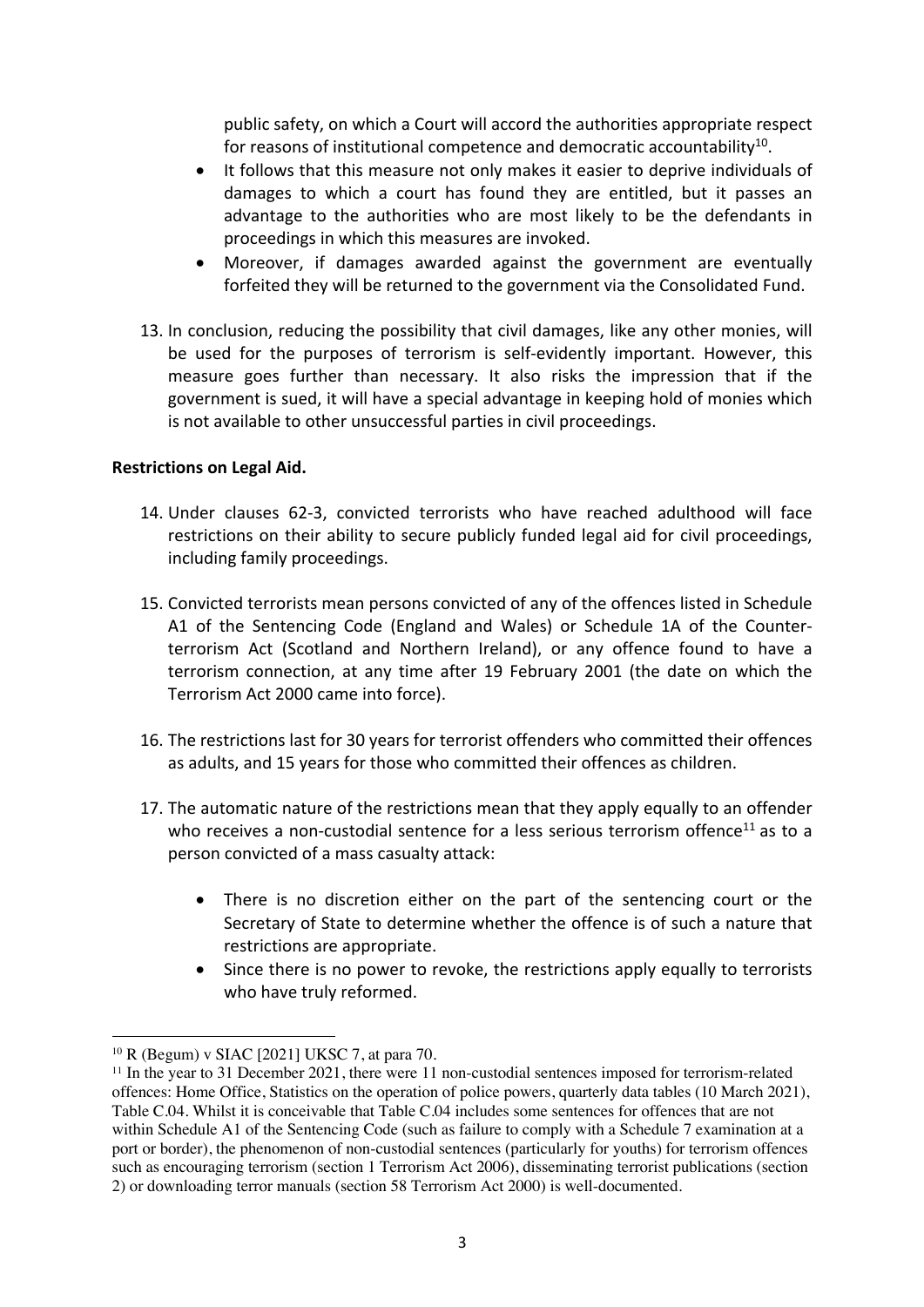public safety, on which a Court will accord the authorities appropriate respect for reasons of institutional competence and democratic accountability[10].

- It follows that this measure not only makes it easier to deprive individuals of damages to which a court has found they are entitled, but it passes an advantage to the authorities who are most likely to be the defendants in proceedings in which this measures are invoked.
- Moreover, if damages awarded against the government are eventually forfeited they will be returned to the government via the Consolidated Fund.

13. In conclusion, reducing the possibility that civil damages, like any other monies, will be used for the purposes of terrorism is self-evidently important. However, this measure goes further than necessary. It also risks the impression that if the government is sued, it will have a special advantage in keeping hold of monies which is not available to other unsuccessful parties in civil proceedings.

**Restrictions on Legal Aid.**

14. Under clauses 62-3, convicted terrorists who have reached adulthood will face restrictions on their ability to secure publicly funded legal aid for civil proceedings, including family proceedings.

15. Convicted terrorists mean persons convicted of any of the offences listed in Schedule A1 of the Sentencing Code (England and Wales) or Schedule 1A of the Counter-terrorism Act (Scotland and Northern Ireland), or any offence found to have a terrorism connection, at any time after 19 February 2001 (the date on which the Terrorism Act 2000 came into force).

16. The restrictions last for 30 years for terrorist offenders who committed their offences as adults, and 15 years for those who committed their offences as children.

17. The automatic nature of the restrictions mean that they apply equally to an offender who receives a non-custodial sentence for a less serious terrorism offence[11] as to a person convicted of a mass casualty attack:

    - There is no discretion either on the part of the sentencing court or the Secretary of State to determine whether the offence is of such a nature that restrictions are appropriate.
    - Since there is no power to revoke, the restrictions apply equally to terrorists who have truly reformed.

---

[10] R (Begum) v SIAC [2021] UKSC 7, at para 70.

[11] In the year to 31 December 2021, there were 11 non-custodial sentences imposed for terrorism-related offences: Home Office, Statistics on the operation of police powers, quarterly data tables (10 March 2021), Table C.04. Whilst it is conceivable that Table C.04 includes some sentences for offences that are not within Schedule A1 of the Sentencing Code (such as failure to comply with a Schedule 7 examination at a port or border), the phenomenon of non-custodial sentences (particularly for youths) for terrorism offences such as encouraging terrorism (section 1 Terrorism Act 2006), disseminating terrorist publications (section 2) or downloading terror manuals (section 58 Terrorism Act 2000) is well-documented.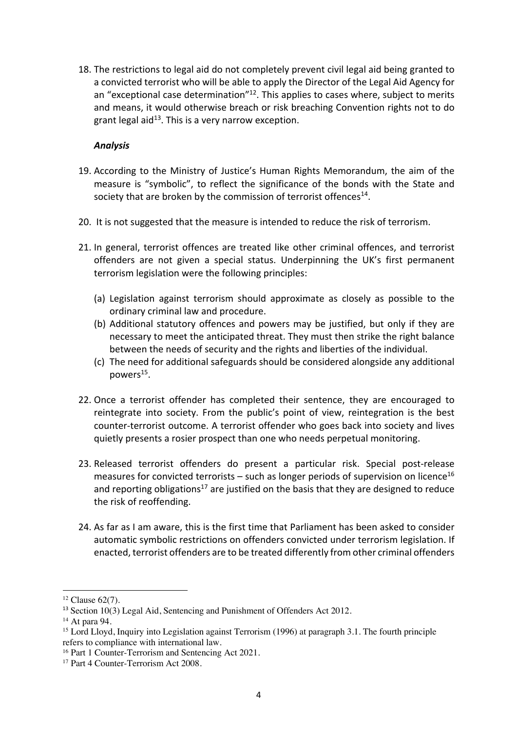18. The restrictions to legal aid do not completely prevent civil legal aid being granted to a convicted terrorist who will be able to apply the Director of the Legal Aid Agency for an "exceptional case determination"[12]. This applies to cases where, subject to merits and means, it would otherwise breach or risk breaching Convention rights not to do grant legal aid[13]. This is a very narrow exception.

***Analysis***

19. According to the Ministry of Justice's Human Rights Memorandum, the aim of the measure is "symbolic", to reflect the significance of the bonds with the State and society that are broken by the commission of terrorist offences[14].

20. It is not suggested that the measure is intended to reduce the risk of terrorism.

21. In general, terrorist offences are treated like other criminal offences, and terrorist offenders are not given a special status. Underpinning the UK's first permanent terrorism legislation were the following principles:

    (a) Legislation against terrorism should approximate as closely as possible to the ordinary criminal law and procedure.
    (b) Additional statutory offences and powers may be justified, but only if they are necessary to meet the anticipated threat. They must then strike the right balance between the needs of security and the rights and liberties of the individual.
    (c) The need for additional safeguards should be considered alongside any additional powers[15].

22. Once a terrorist offender has completed their sentence, they are encouraged to reintegrate into society. From the public's point of view, reintegration is the best counter-terrorist outcome. A terrorist offender who goes back into society and lives quietly presents a rosier prospect than one who needs perpetual monitoring.

23. Released terrorist offenders do present a particular risk. Special post-release measures for convicted terrorists – such as longer periods of supervision on licence[16] and reporting obligations[17] are justified on the basis that they are designed to reduce the risk of reoffending.

24. As far as I am aware, this is the first time that Parliament has been asked to consider automatic symbolic restrictions on offenders convicted under terrorism legislation. If enacted, terrorist offenders are to be treated differently from other criminal offenders

---

[12] Clause 62(7).

[13] Section 10(3) Legal Aid, Sentencing and Punishment of Offenders Act 2012.

[14] At para 94.

[15] Lord Lloyd, Inquiry into Legislation against Terrorism (1996) at paragraph 3.1. The fourth principle refers to compliance with international law.

[16] Part 1 Counter-Terrorism and Sentencing Act 2021.

[17] Part 4 Counter-Terrorism Act 2008.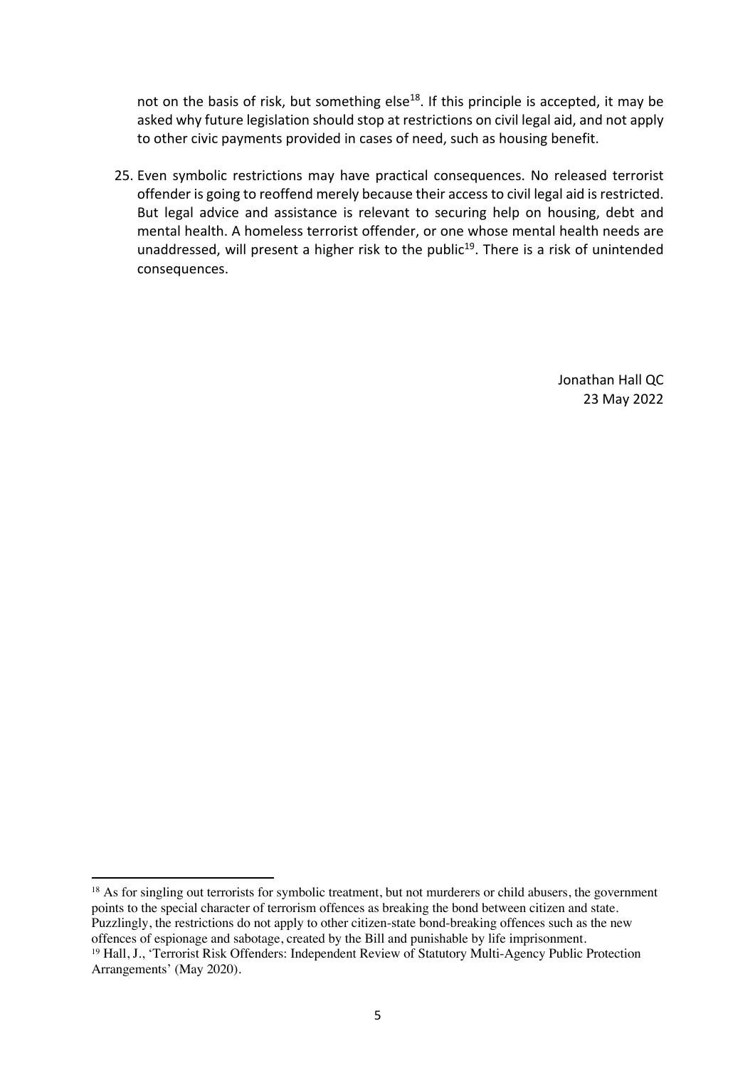not on the basis of risk, but something else[18]. If this principle is accepted, it may be asked why future legislation should stop at restrictions on civil legal aid, and not apply to other civic payments provided in cases of need, such as housing benefit.

25. Even symbolic restrictions may have practical consequences. No released terrorist offender is going to reoffend merely because their access to civil legal aid is restricted. But legal advice and assistance is relevant to securing help on housing, debt and mental health. A homeless terrorist offender, or one whose mental health needs are unaddressed, will present a higher risk to the public[19]. There is a risk of unintended consequences.

Jonathan Hall QC
23 May 2022

---

[18] As for singling out terrorists for symbolic treatment, but not murderers or child abusers, the government points to the special character of terrorism offences as breaking the bond between citizen and state. Puzzlingly, the restrictions do not apply to other citizen-state bond-breaking offences such as the new offences of espionage and sabotage, created by the Bill and punishable by life imprisonment.

[19] Hall, J., 'Terrorist Risk Offenders: Independent Review of Statutory Multi-Agency Public Protection Arrangements' (May 2020).